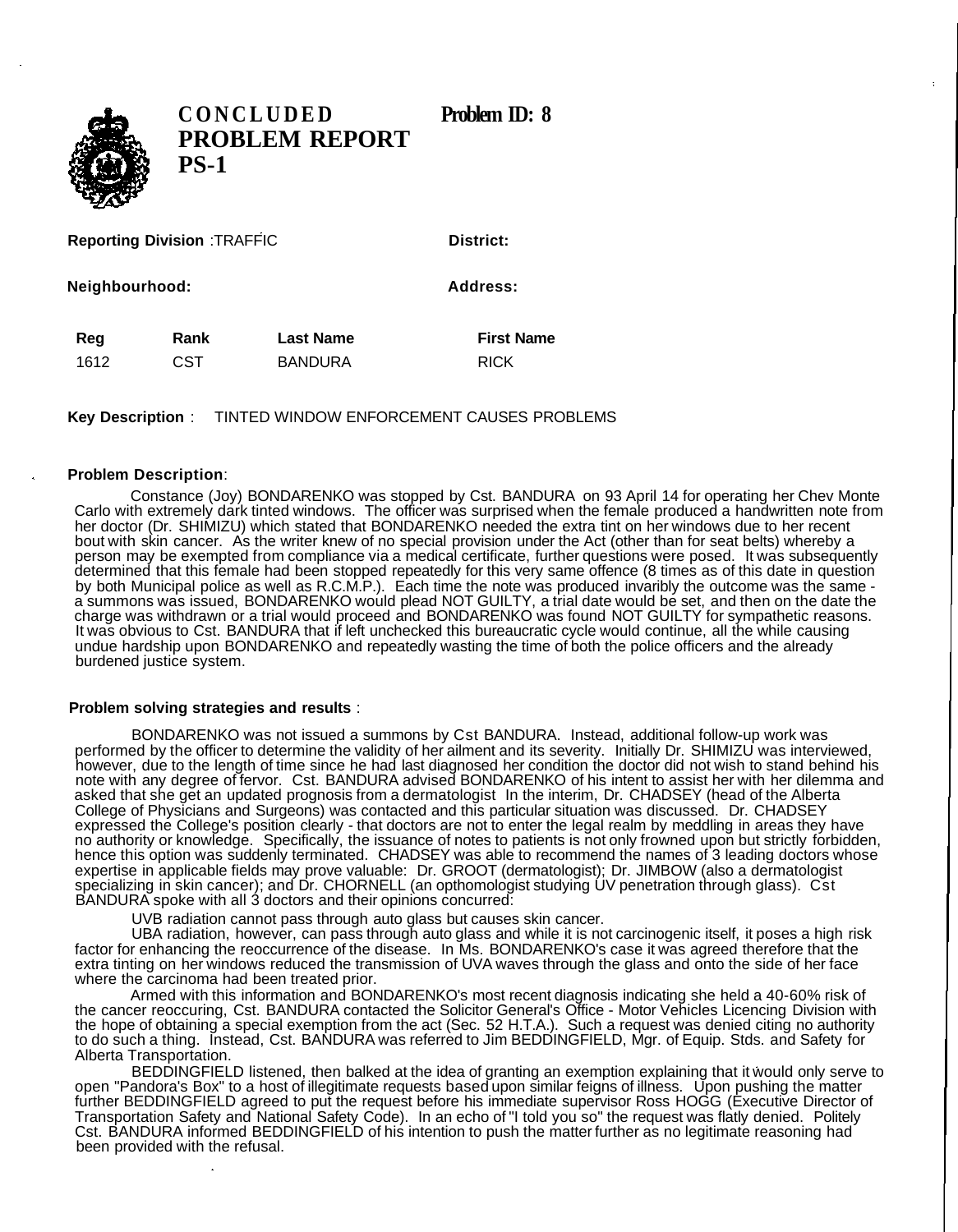# CONCLUDED PROBLEM REPORT PS-1

**Problem ID: 8**

**Reporting Division** :TRAFFIC **District:**

**Neighbourhood:** **Address:**

| Reg | Rank | Last Name | First Name |
|---|---|---|---|
| 1612 | CST | BANDURA | RICK |

**Key Description** : TINTED WINDOW ENFORCEMENT CAUSES PROBLEMS

**Problem Description**:

Constance (Joy) BONDARENKO was stopped by Cst. BANDURA on 93 April 14 for operating her Chev Monte Carlo with extremely dark tinted windows. The officer was surprised when the female produced a handwritten note from her doctor (Dr. SHIMIZU) which stated that BONDARENKO needed the extra tint on her windows due to her recent bout with skin cancer. As the writer knew of no special provision under the Act (other than for seat belts) whereby a person may be exempted from compliance via a medical certificate, further questions were posed. It was subsequently determined that this female had been stopped repeatedly for this very same offence (8 times as of this date in question by both Municipal police as well as R.C.M.P.). Each time the note was produced invariably the outcome was the same - a summons was issued, BONDARENKO would plead NOT GUILTY, a trial date would be set, and then on the date the charge was withdrawn or a trial would proceed and BONDARENKO was found NOT GUILTY for sympathetic reasons. It was obvious to Cst. BANDURA that if left unchecked this bureaucratic cycle would continue, all the while causing undue hardship upon BONDARENKO and repeatedly wasting the time of both the police officers and the already burdened justice system.

**Problem solving strategies and results** :

BONDARENKO was not issued a summons by Cst BANDURA. Instead, additional follow-up work was performed by the officer to determine the validity of her ailment and its severity. Initially Dr. SHIMIZU was interviewed, however, due to the length of time since he had last diagnosed her condition the doctor did not wish to stand behind his note with any degree of fervor. Cst. BANDURA advised BONDARENKO of his intent to assist her with her dilemma and asked that she get an updated prognosis from a dermatologist In the interim, Dr. CHADSEY (head of the Alberta College of Physicians and Surgeons) was contacted and this particular situation was discussed. Dr. CHADSEY expressed the College's position clearly - that doctors are not to enter the legal realm by meddling in areas they have no authority or knowledge. Specifically, the issuance of notes to patients is not only frowned upon but strictly forbidden, hence this option was suddenly terminated. CHADSEY was able to recommend the names of 3 leading doctors whose expertise in applicable fields may prove valuable: Dr. GROOT (dermatologist); Dr. JIMBOW (also a dermatologist specializing in skin cancer); and Dr. CHORNELL (an opthomologist studying UV penetration through glass). Cst BANDURA spoke with all 3 doctors and their opinions concurred:

UVB radiation cannot pass through auto glass but causes skin cancer.

UBA radiation, however, can pass through auto glass and while it is not carcinogenic itself, it poses a high risk factor for enhancing the reoccurrence of the disease. In Ms. BONDARENKO's case it was agreed therefore that the extra tinting on her windows reduced the transmission of UVA waves through the glass and onto the side of her face where the carcinoma had been treated prior.

Armed with this information and BONDARENKO's most recent diagnosis indicating she held a 40-60% risk of the cancer reoccuring, Cst. BANDURA contacted the Solicitor General's Office - Motor Vehicles Licencing Division with the hope of obtaining a special exemption from the act (Sec. 52 H.T.A.). Such a request was denied citing no authority to do such a thing. Instead, Cst. BANDURA was referred to Jim BEDDINGFIELD, Mgr. of Equip. Stds. and Safety for Alberta Transportation.

BEDDINGFIELD listened, then balked at the idea of granting an exemption explaining that it would only serve to open "Pandora's Box" to a host of illegitimate requests based upon similar feigns of illness. Upon pushing the matter further BEDDINGFIELD agreed to put the request before his immediate supervisor Ross HOGG (Executive Director of Transportation Safety and National Safety Code). In an echo of "I told you so" the request was flatly denied. Politely Cst. BANDURA informed BEDDINGFIELD of his intention to push the matter further as no legitimate reasoning had been provided with the refusal.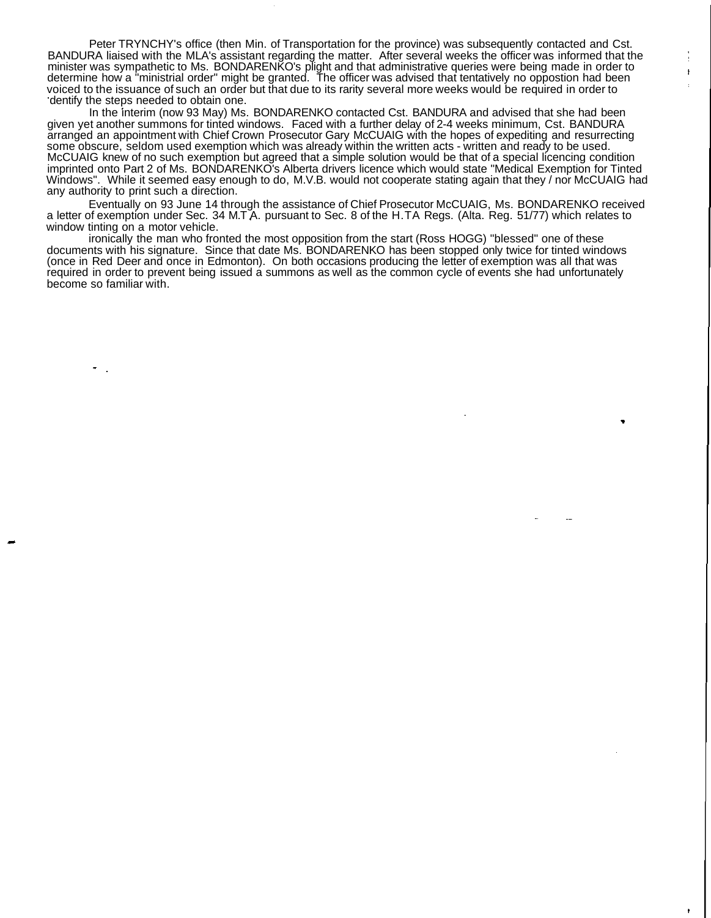Peter TRYNCHY's office (then Min. of Transportation for the province) was subsequently contacted and Cst. BANDURA liaised with the MLA's assistant regarding the matter. After several weeks the officer was informed that the minister was sympathetic to Ms. BONDARENKO's plight and that administrative queries were being made in order to determine how a "ministrial order" might be granted. The officer was advised that tentatively no oppostion had been voiced to the issuance of such an order but that due to its rarity several more weeks would be required in order to identify the steps needed to obtain one.

In the interim (now 93 May) Ms. BONDARENKO contacted Cst. BANDURA and advised that she had been given yet another summons for tinted windows. Faced with a further delay of 2-4 weeks minimum, Cst. BANDURA arranged an appointment with Chief Crown Prosecutor Gary McCUAIG with the hopes of expediting and resurrecting some obscure, seldom used exemption which was already within the written acts - written and ready to be used. McCUAIG knew of no such exemption but agreed that a simple solution would be that of a special licencing condition imprinted onto Part 2 of Ms. BONDARENKO's Alberta drivers licence which would state "Medical Exemption for Tinted Windows". While it seemed easy enough to do, M.V.B. would not cooperate stating again that they / nor McCUAIG had any authority to print such a direction.

Eventually on 93 June 14 through the assistance of Chief Prosecutor McCUAIG, Ms. BONDARENKO received a letter of exemption under Sec. 34 M.T.A. pursuant to Sec. 8 of the H.TA Regs. (Alta. Reg. 51/77) which relates to window tinting on a motor vehicle.

ironically the man who fronted the most opposition from the start (Ross HOGG) "blessed" one of these documents with his signature. Since that date Ms. BONDARENKO has been stopped only twice for tinted windows (once in Red Deer and once in Edmonton). On both occasions producing the letter of exemption was all that was required in order to prevent being issued a summons as well as the common cycle of events she had unfortunately become so familiar with.